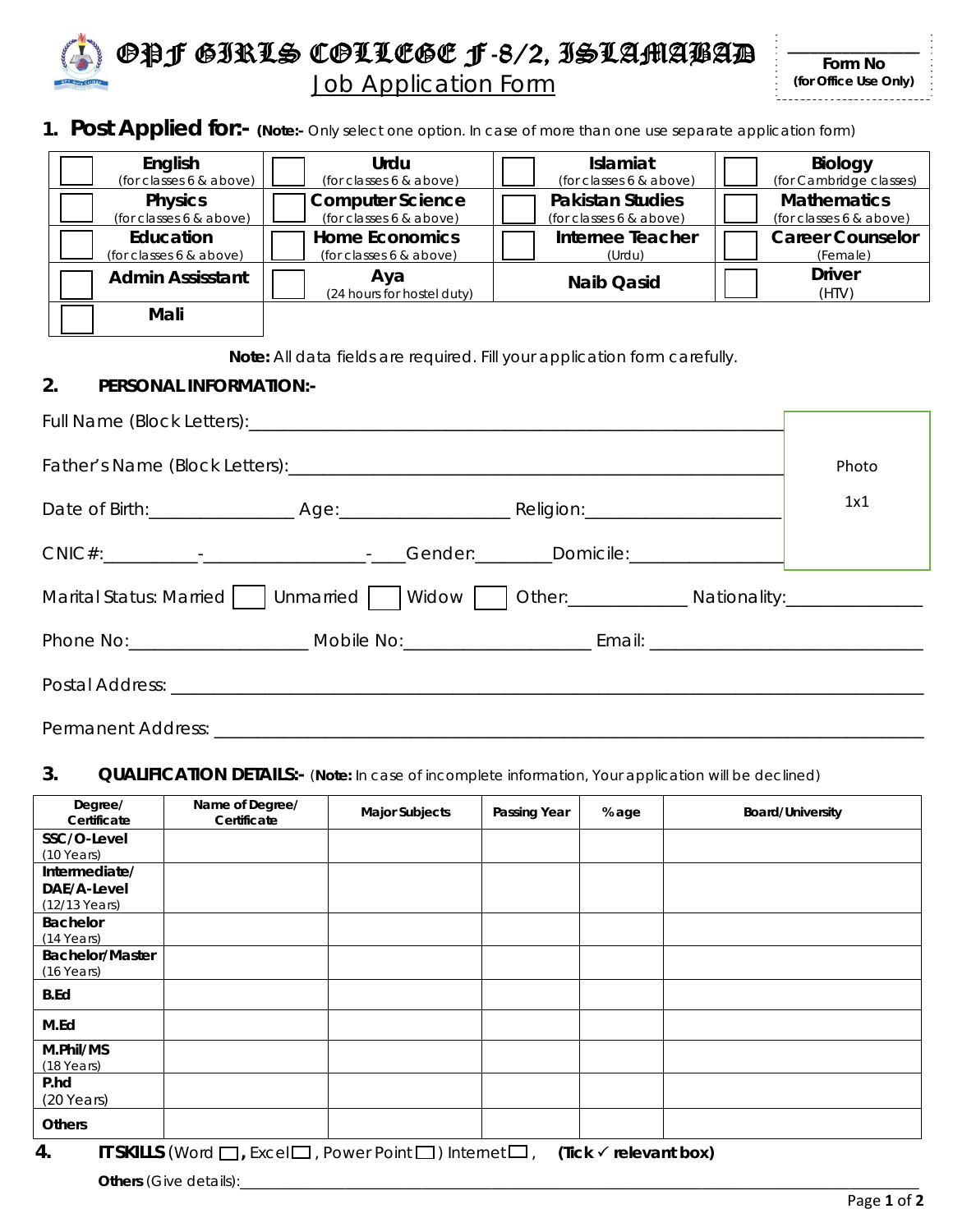# OPF GIRLS COLLEGE F-8/2, ISLAMABAD

## Job Application Form

**Form No**
**(for Office Use Only)**

## 1. Post Applied for:- **(Note:-** Only select one option. In case of more than one use separate application form)

| | | | |
|---|---|---|---|
| ☐ **English** (for classes 6 & above) | ☐ **Urdu** (for classes 6 & above) | ☐ **Islamiat** (for classes 6 & above) | ☐ **Biology** (for Cambridge classes) |
| ☐ **Physics** (for classes 6 & above) | ☐ **Computer Science** (for classes 6 & above) | ☐ **Pakistan Studies** (for classes 6 & above) | ☐ **Mathematics** (for classes 6 & above) |
| ☐ **Education** (for classes 6 & above) | ☐ **Home Economics** (for classes 6 & above) | ☐ **Internee Teacher** (Urdu) | ☐ **Career Counselor** (Female) |
| ☐ **Admin Assisstant** | ☐ **Aya** (24 hours for hostel duty) | **Naib Qasid** | ☐ **Driver** (HTV) |
| ☐ **Mali** | | | |

**Note:** All data fields are required. Fill your application form carefully.

## 2. PERSONAL INFORMATION:-

Full Name (Block Letters):______________________________________________

Father's Name (Block Letters):__________________________________________

Date of Birth:______________ Age:________________ Religion:_________________

CNIC#:_________-_______________-___Gender:________Domicile:_______________

Photo 1x1

Marital Status: Married ☐ Unmarried ☐ Widow ☐ Other:___________ Nationality:_____________

Phone No:_________________ Mobile No:__________________ Email: _________________________

Postal Address: ____________________________________________________________________

Permanent Address: _________________________________________________________________

## 3. QUALIFICATION DETAILS:- (**Note:** In case of incomplete information, Your application will be declined)

| Degree/ Certificate | Name of Degree/ Certificate | Major Subjects | Passing Year | %age | Board/University |
|---|---|---|---|---|---|
| **SSC/O-Level** (10 Years) | | | | | |
| **Intermediate/ DAE/A-Level** (12/13 Years) | | | | | |
| **Bachelor** (14 Years) | | | | | |
| **Bachelor/Master** (16 Years) | | | | | |
| **B.Ed** | | | | | |
| **M.Ed** | | | | | |
| **M.Phil/MS** (18 Years) | | | | | |
| **P.hd** (20 Years) | | | | | |
| **Others** | | | | | |

## 4. IT SKILLS (Word ☐, Excel ☐, Power Point ☐) Internet ☐, **(Tick ✓ relevant box)**

**Others** (Give details):________________________________________________________________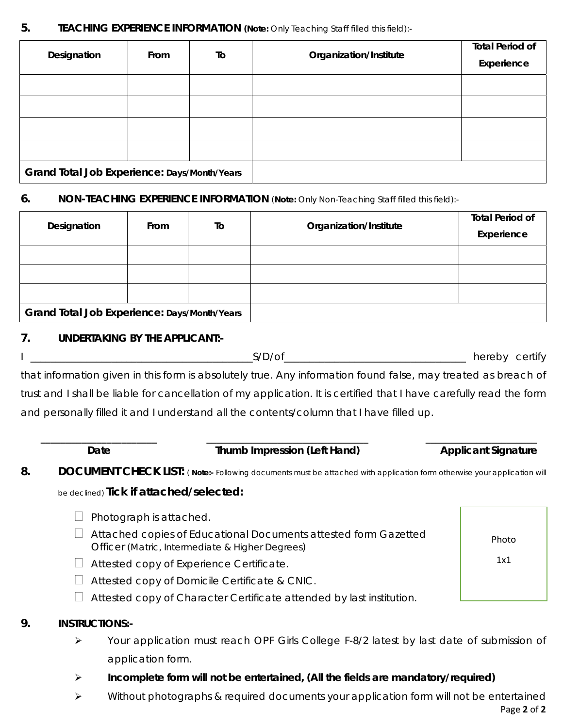## 5. TEACHING EXPERIENCE INFORMATION (**Note:** Only Teaching Staff filled this field):-

| Designation | From | To | Organization/Institute | Total Period of Experience |
|---|---|---|---|---|
| | | | | |
| | | | | |
| | | | | |
| | | | | |
| **Grand Total Job Experience: Days/Month/Years** | | | | |

## 6. NON-TEACHING EXPERIENCE INFORMATION (**Note:** Only Non-Teaching Staff filled this field):-

| Designation | From | To | Organization/Institute | Total Period of Experience |
|---|---|---|---|---|
| | | | | |
| | | | | |
| | | | | |
| **Grand Total Job Experience: Days/Month/Years** | | | | |

## 7. UNDERTAKING BY THE APPLICANT:-

I __________________________________________S/D/of___________________________________ hereby certify that information given in this form is absolutely true. Any information found false, may treated as breach of trust and I shall be liable for cancellation of my application. It is certified that I have carefully read the form and personally filled it and I understand all the contents/column that I have filled up.

______________________ ______________________________ ____________________

**Date** **Thumb Impression (Left Hand)** **Applicant Signature**

## 8. DOCUMENT CHECK LIST: ( **Note:-** Following documents must be attached with application form otherwise your application will be declined) **Tick if attached/selected:**

- ☐ Photograph is attached.
- ☐ Attached copies of Educational Documents attested form Gazetted Officer (Matric, Intermediate & Higher Degrees)
- ☐ Attested copy of Experience Certificate.
- ☐ Attested copy of Domicile Certificate & CNIC.
- ☐ Attested copy of Character Certificate attended by last institution.

Photo

1x1

## 9. INSTRUCTIONS:-

- Your application must reach OPF Girls College F-8/2 latest by last date of submission of application form.
- **Incomplete form will not be entertained, (All the fields are mandatory/required)**
- Without photographs & required documents your application form will not be entertained